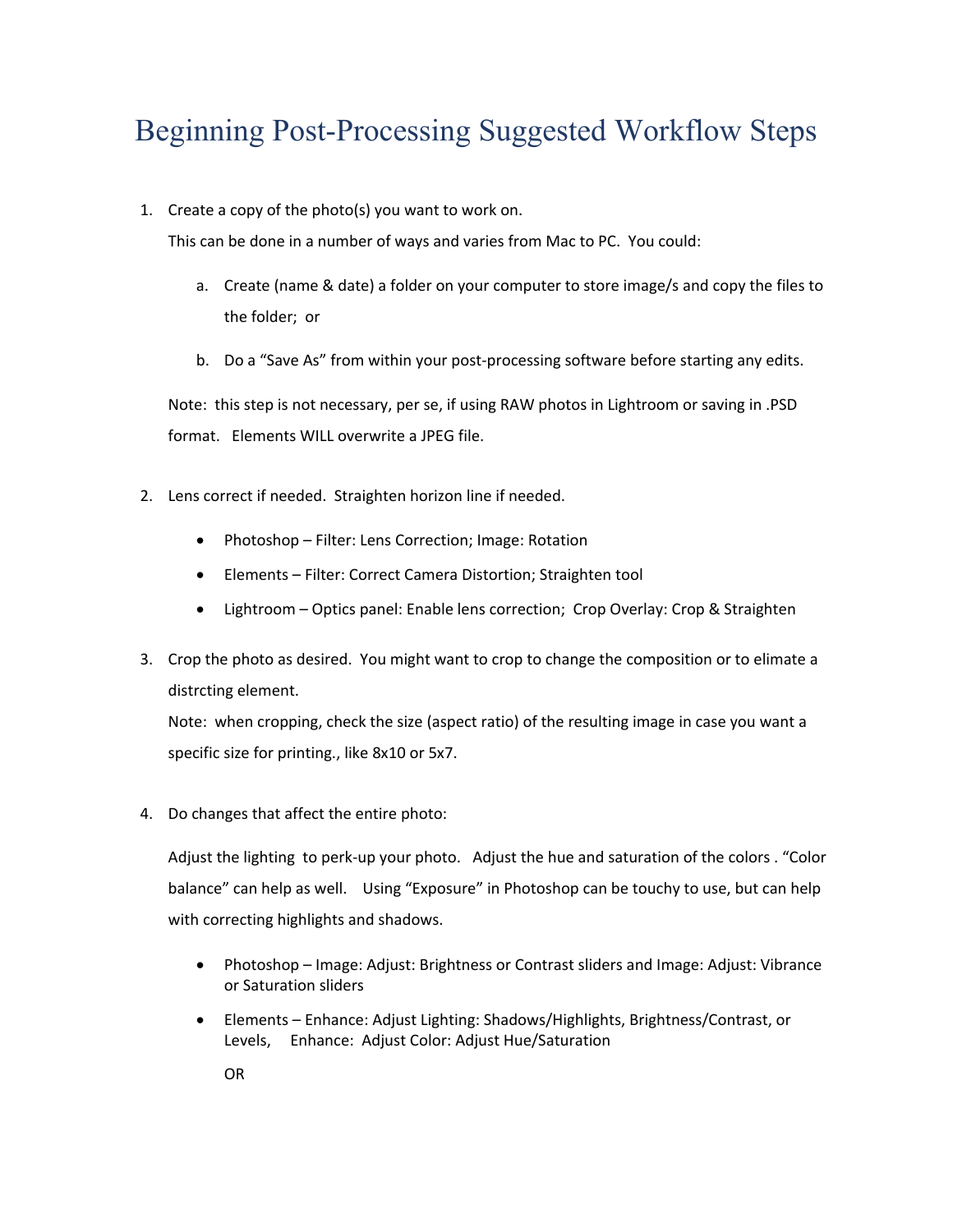# Beginning Post-Processing Suggested Workflow Steps

1. Create a copy of the photo(s) you want to work on.

   This can be done in a number of ways and varies from Mac to PC. You could:

   a. Create (name & date) a folder on your computer to store image/s and copy the files to the folder; or

   b. Do a "Save As" from within your post-processing software before starting any edits.

   Note: this step is not necessary, per se, if using RAW photos in Lightroom or saving in .PSD format. Elements WILL overwrite a JPEG file.

2. Lens correct if needed. Straighten horizon line if needed.

   - Photoshop – Filter: Lens Correction; Image: Rotation
   - Elements – Filter: Correct Camera Distortion; Straighten tool
   - Lightroom – Optics panel: Enable lens correction; Crop Overlay: Crop & Straighten

3. Crop the photo as desired. You might want to crop to change the composition or to elimate a distrcting element.

   Note: when cropping, check the size (aspect ratio) of the resulting image in case you want a specific size for printing., like 8x10 or 5x7.

4. Do changes that affect the entire photo:

   Adjust the lighting to perk-up your photo. Adjust the hue and saturation of the colors . "Color balance" can help as well. Using "Exposure" in Photoshop can be touchy to use, but can help with correcting highlights and shadows.

   - Photoshop – Image: Adjust: Brightness or Contrast sliders and Image: Adjust: Vibrance or Saturation sliders
   - Elements – Enhance: Adjust Lighting: Shadows/Highlights, Brightness/Contrast, or Levels, Enhance: Adjust Color: Adjust Hue/Saturation

     OR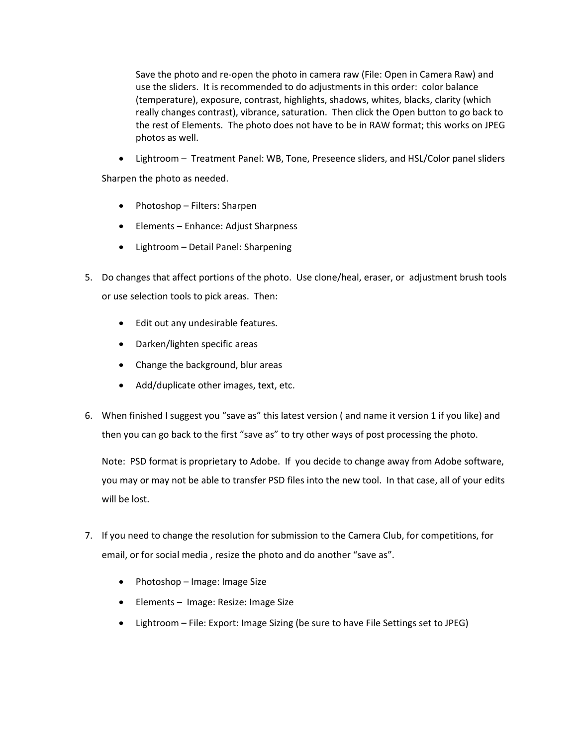Save the photo and re-open the photo in camera raw (File: Open in Camera Raw) and use the sliders. It is recommended to do adjustments in this order: color balance (temperature), exposure, contrast, highlights, shadows, whites, blacks, clarity (which really changes contrast), vibrance, saturation. Then click the Open button to go back to the rest of Elements. The photo does not have to be in RAW format; this works on JPEG photos as well.

- Lightroom – Treatment Panel: WB, Tone, Preseence sliders, and HSL/Color panel sliders

Sharpen the photo as needed.

- Photoshop – Filters: Sharpen
- Elements – Enhance: Adjust Sharpness
- Lightroom – Detail Panel: Sharpening

5. Do changes that affect portions of the photo. Use clone/heal, eraser, or adjustment brush tools or use selection tools to pick areas. Then:

   - Edit out any undesirable features.
   - Darken/lighten specific areas
   - Change the background, blur areas
   - Add/duplicate other images, text, etc.

6. When finished I suggest you "save as" this latest version ( and name it version 1 if you like) and then you can go back to the first "save as" to try other ways of post processing the photo.

   Note: PSD format is proprietary to Adobe. If you decide to change away from Adobe software, you may or may not be able to transfer PSD files into the new tool. In that case, all of your edits will be lost.

7. If you need to change the resolution for submission to the Camera Club, for competitions, for email, or for social media , resize the photo and do another "save as".

   - Photoshop – Image: Image Size
   - Elements – Image: Resize: Image Size
   - Lightroom – File: Export: Image Sizing (be sure to have File Settings set to JPEG)